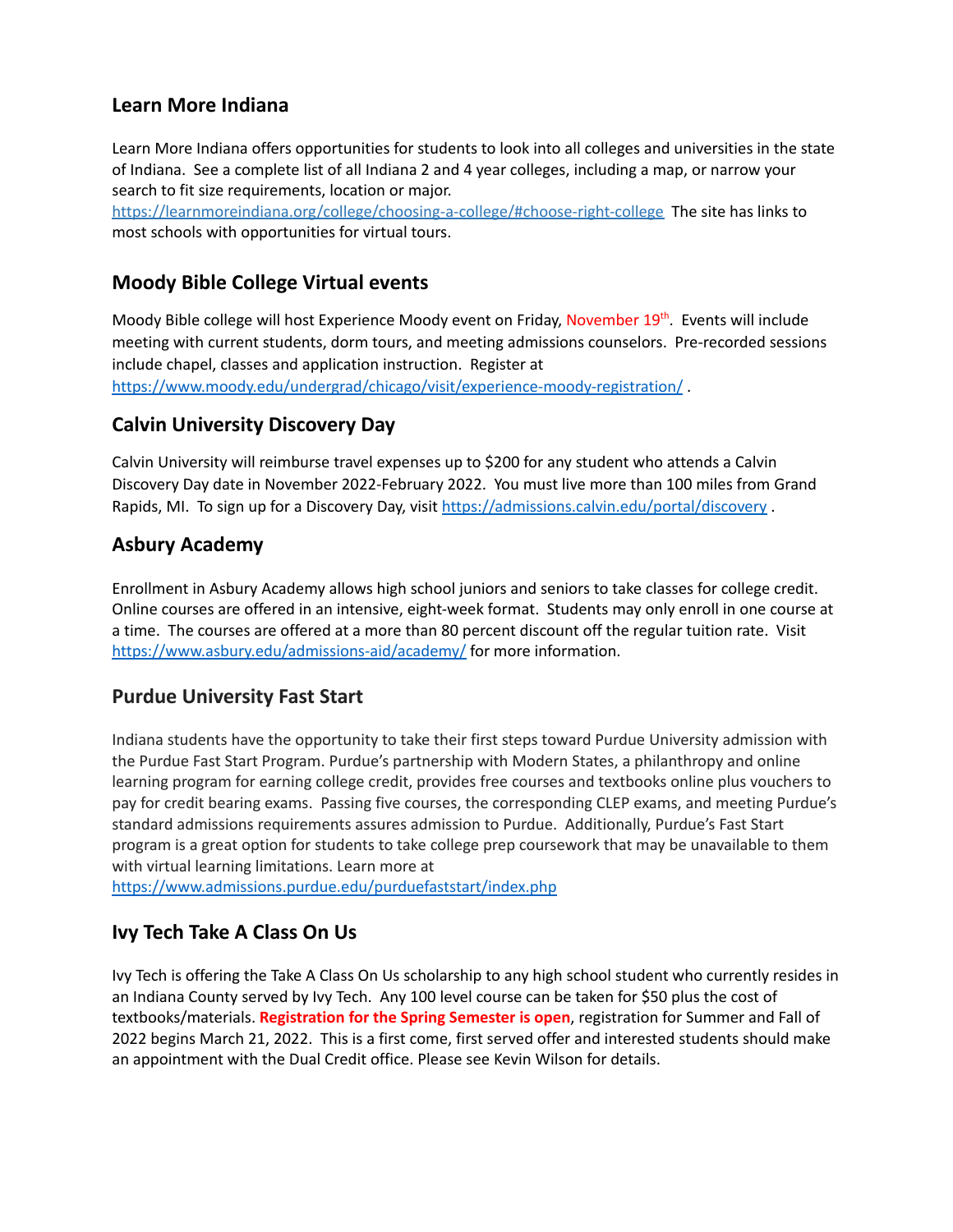## Learn More Indiana

Learn More Indiana offers opportunities for students to look into all colleges and universities in the state of Indiana. See a complete list of all Indiana 2 and 4 year colleges, including a map, or narrow your search to fit size requirements, location or major. https://learnmoreindiana.org/college/choosing-a-college/#choose-right-college The site has links to most schools with opportunities for virtual tours.

## Moody Bible College Virtual events

Moody Bible college will host Experience Moody event on Friday, November 19th. Events will include meeting with current students, dorm tours, and meeting admissions counselors. Pre-recorded sessions include chapel, classes and application instruction. Register at https://www.moody.edu/undergrad/chicago/visit/experience-moody-registration/ .

## Calvin University Discovery Day

Calvin University will reimburse travel expenses up to $200 for any student who attends a Calvin Discovery Day date in November 2022-February 2022. You must live more than 100 miles from Grand Rapids, MI. To sign up for a Discovery Day, visit https://admissions.calvin.edu/portal/discovery .

## Asbury Academy

Enrollment in Asbury Academy allows high school juniors and seniors to take classes for college credit. Online courses are offered in an intensive, eight-week format. Students may only enroll in one course at a time. The courses are offered at a more than 80 percent discount off the regular tuition rate. Visit https://www.asbury.edu/admissions-aid/academy/ for more information.

## Purdue University Fast Start

Indiana students have the opportunity to take their first steps toward Purdue University admission with the Purdue Fast Start Program. Purdue's partnership with Modern States, a philanthropy and online learning program for earning college credit, provides free courses and textbooks online plus vouchers to pay for credit bearing exams. Passing five courses, the corresponding CLEP exams, and meeting Purdue's standard admissions requirements assures admission to Purdue. Additionally, Purdue's Fast Start program is a great option for students to take college prep coursework that may be unavailable to them with virtual learning limitations. Learn more at https://www.admissions.purdue.edu/purduefaststart/index.php

## Ivy Tech Take A Class On Us

Ivy Tech is offering the Take A Class On Us scholarship to any high school student who currently resides in an Indiana County served by Ivy Tech. Any 100 level course can be taken for $50 plus the cost of textbooks/materials. **Registration for the Spring Semester is open**, registration for Summer and Fall of 2022 begins March 21, 2022. This is a first come, first served offer and interested students should make an appointment with the Dual Credit office. Please see Kevin Wilson for details.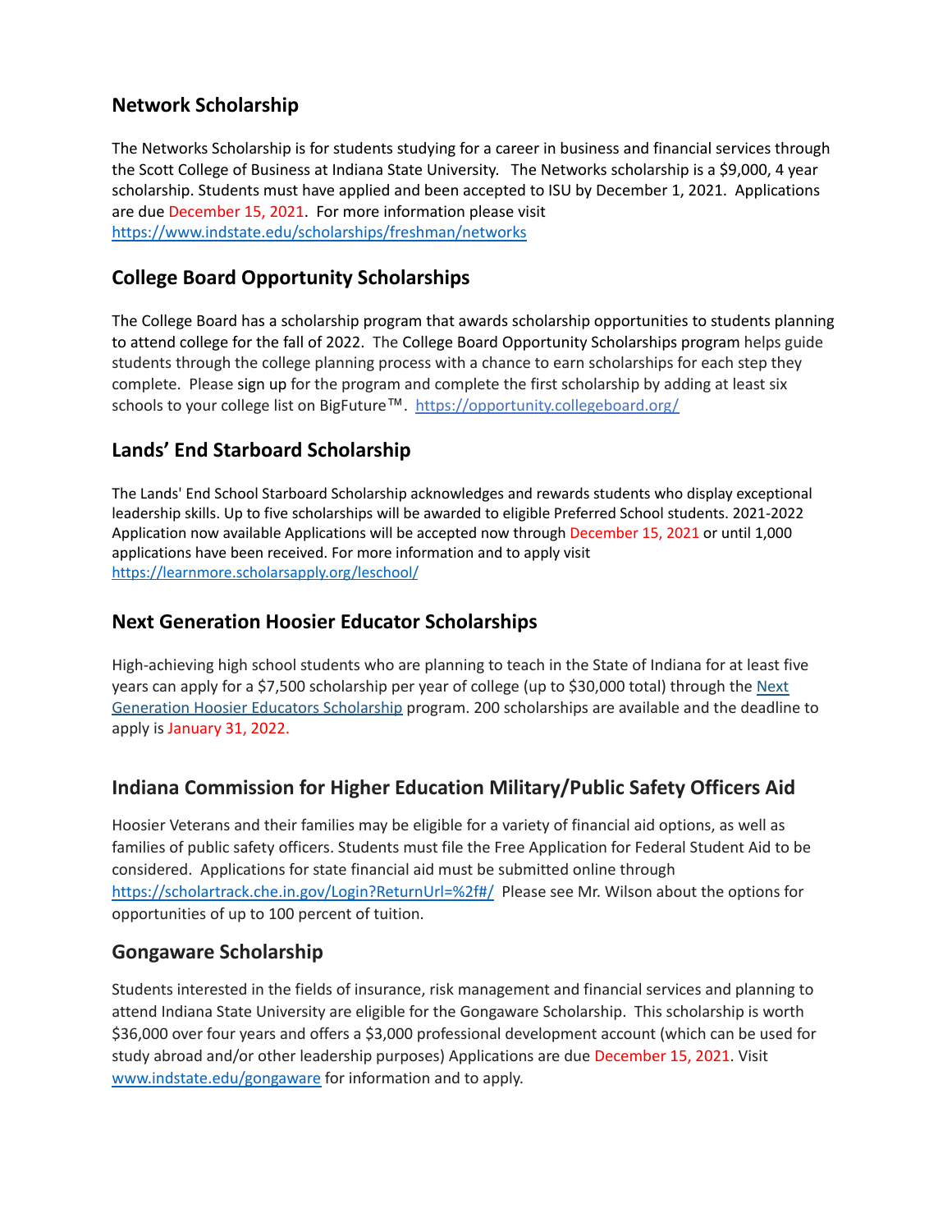## Network Scholarship

The Networks Scholarship is for students studying for a career in business and financial services through the Scott College of Business at Indiana State University. The Networks scholarship is a $9,000, 4 year scholarship. Students must have applied and been accepted to ISU by December 1, 2021. Applications are due December 15, 2021. For more information please visit https://www.indstate.edu/scholarships/freshman/networks

## College Board Opportunity Scholarships

The College Board has a scholarship program that awards scholarship opportunities to students planning to attend college for the fall of 2022. The College Board Opportunity Scholarships program helps guide students through the college planning process with a chance to earn scholarships for each step they complete. Please sign up for the program and complete the first scholarship by adding at least six schools to your college list on BigFuture™. https://opportunity.collegeboard.org/

## Lands' End Starboard Scholarship

The Lands' End School Starboard Scholarship acknowledges and rewards students who display exceptional leadership skills. Up to five scholarships will be awarded to eligible Preferred School students. 2021-2022 Application now available Applications will be accepted now through December 15, 2021 or until 1,000 applications have been received. For more information and to apply visit https://learnmore.scholarsapply.org/leschool/

## Next Generation Hoosier Educator Scholarships

High-achieving high school students who are planning to teach in the State of Indiana for at least five years can apply for a $7,500 scholarship per year of college (up to $30,000 total) through the Next Generation Hoosier Educators Scholarship program. 200 scholarships are available and the deadline to apply is January 31, 2022.

## Indiana Commission for Higher Education Military/Public Safety Officers Aid

Hoosier Veterans and their families may be eligible for a variety of financial aid options, as well as families of public safety officers. Students must file the Free Application for Federal Student Aid to be considered. Applications for state financial aid must be submitted online through https://scholartrack.che.in.gov/Login?ReturnUrl=%2f#/ Please see Mr. Wilson about the options for opportunities of up to 100 percent of tuition.

## Gongaware Scholarship

Students interested in the fields of insurance, risk management and financial services and planning to attend Indiana State University are eligible for the Gongaware Scholarship. This scholarship is worth $36,000 over four years and offers a $3,000 professional development account (which can be used for study abroad and/or other leadership purposes) Applications are due December 15, 2021. Visit www.indstate.edu/gongaware for information and to apply.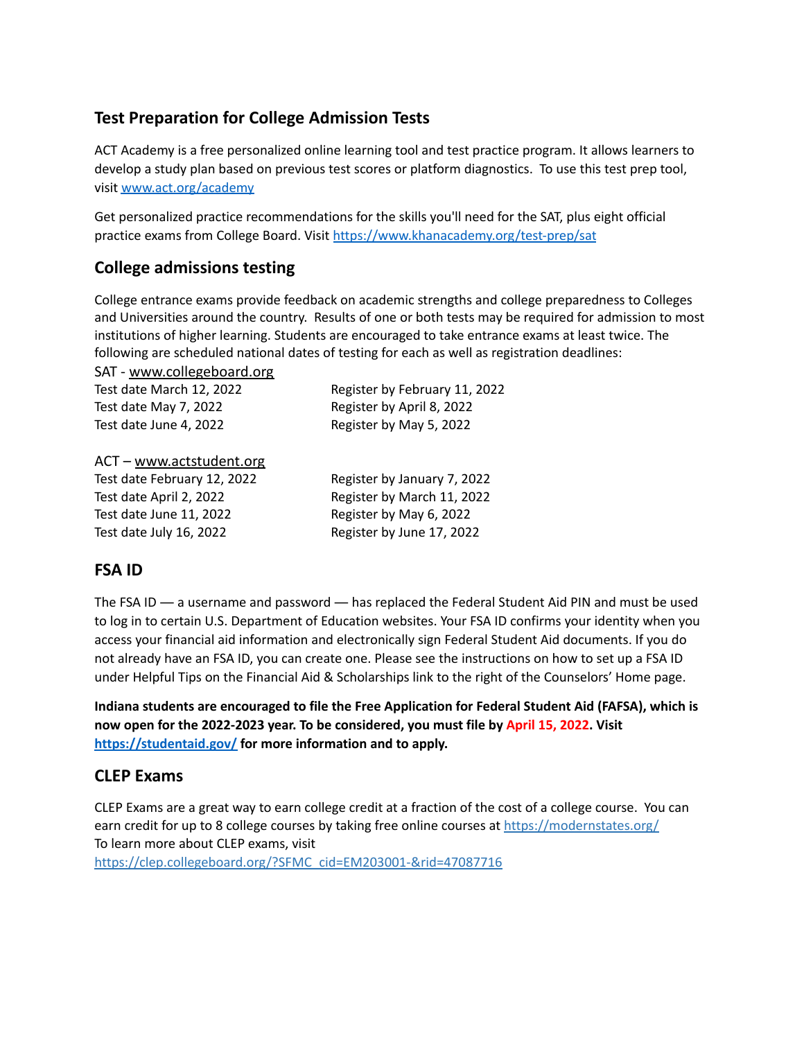## Test Preparation for College Admission Tests

ACT Academy is a free personalized online learning tool and test practice program. It allows learners to develop a study plan based on previous test scores or platform diagnostics. To use this test prep tool, visit [www.act.org/academy](www.act.org/academy)

Get personalized practice recommendations for the skills you'll need for the SAT, plus eight official practice exams from College Board. Visit [https://www.khanacademy.org/test-prep/sat](https://www.khanacademy.org/test-prep/sat)

## College admissions testing

College entrance exams provide feedback on academic strengths and college preparedness to Colleges and Universities around the country. Results of one or both tests may be required for admission to most institutions of higher learning. Students are encouraged to take entrance exams at least twice. The following are scheduled national dates of testing for each as well as registration deadlines:

SAT - www.collegeboard.org

| | |
|---|---|
| Test date March 12, 2022 | Register by February 11, 2022 |
| Test date May 7, 2022 | Register by April 8, 2022 |
| Test date June 4, 2022 | Register by May 5, 2022 |

ACT – www.actstudent.org

| | |
|---|---|
| Test date February 12, 2022 | Register by January 7, 2022 |
| Test date April 2, 2022 | Register by March 11, 2022 |
| Test date June 11, 2022 | Register by May 6, 2022 |
| Test date July 16, 2022 | Register by June 17, 2022 |

## FSA ID

The FSA ID — a username and password — has replaced the Federal Student Aid PIN and must be used to log in to certain U.S. Department of Education websites. Your FSA ID confirms your identity when you access your financial aid information and electronically sign Federal Student Aid documents. If you do not already have an FSA ID, you can create one. Please see the instructions on how to set up a FSA ID under Helpful Tips on the Financial Aid & Scholarships link to the right of the Counselors' Home page.

**Indiana students are encouraged to file the Free Application for Federal Student Aid (FAFSA), which is now open for the 2022-2023 year. To be considered, you must file by April 15, 2022. Visit [https://studentaid.gov/](https://studentaid.gov/) for more information and to apply.**

## CLEP Exams

CLEP Exams are a great way to earn college credit at a fraction of the cost of a college course. You can earn credit for up to 8 college courses by taking free online courses at [https://modernstates.org/](https://modernstates.org/)
To learn more about CLEP exams, visit
[https://clep.collegeboard.org/?SFMC_cid=EM203001-&rid=47087716](https://clep.collegeboard.org/?SFMC_cid=EM203001-&rid=47087716)